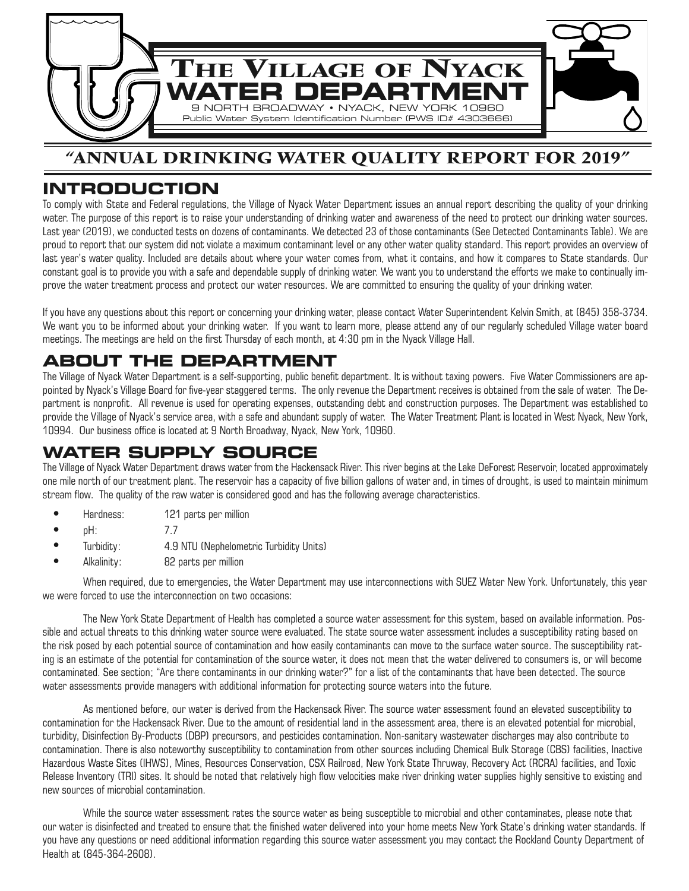# The Village of Nyack Water Department

9 NORTH BROADWAY • NYACK, NEW YORK 10960

Public Water System Identification Number (PWS ID# 4303666)

## "ANNUAL DRINKING WATER QUALITY REPORT FOR 2019"

## INTRODUCTION

To comply with State and Federal regulations, the Village of Nyack Water Department issues an annual report describing the quality of your drinking water. The purpose of this report is to raise your understanding of drinking water and awareness of the need to protect our drinking water sources. Last year (2019), we conducted tests on dozens of contaminants. We detected 23 of those contaminants (See Detected Contaminants Table). We are proud to report that our system did not violate a maximum contaminant level or any other water quality standard. This report provides an overview of last year's water quality. Included are details about where your water comes from, what it contains, and how it compares to State standards. Our constant goal is to provide you with a safe and dependable supply of drinking water. We want you to understand the efforts we make to continually improve the water treatment process and protect our water resources. We are committed to ensuring the quality of your drinking water.

If you have any questions about this report or concerning your drinking water, please contact Water Superintendent Kelvin Smith, at (845) 358-3734. We want you to be informed about your drinking water. If you want to learn more, please attend any of our regularly scheduled Village water board meetings. The meetings are held on the first Thursday of each month, at 4:30 pm in the Nyack Village Hall.

## ABOUT THE DEPARTMENT

The Village of Nyack Water Department is a self-supporting, public benefit department. It is without taxing powers. Five Water Commissioners are appointed by Nyack's Village Board for five-year staggered terms. The only revenue the Department receives is obtained from the sale of water. The Department is nonprofit. All revenue is used for operating expenses, outstanding debt and construction purposes. The Department was established to provide the Village of Nyack's service area, with a safe and abundant supply of water. The Water Treatment Plant is located in West Nyack, New York, 10994. Our business office is located at 9 North Broadway, Nyack, New York, 10960.

## WATER SUPPLY SOURCE

The Village of Nyack Water Department draws water from the Hackensack River. This river begins at the Lake DeForest Reservoir, located approximately one mile north of our treatment plant. The reservoir has a capacity of five billion gallons of water and, in times of drought, is used to maintain minimum stream flow. The quality of the raw water is considered good and has the following average characteristics.

- Hardness: 121 parts per million
- pH: 7.7
- Turbidity: 4.9 NTU (Nephelometric Turbidity Units)
- Alkalinity: 82 parts per million

When required, due to emergencies, the Water Department may use interconnections with SUEZ Water New York. Unfortunately, this year we were forced to use the interconnection on two occasions:

The New York State Department of Health has completed a source water assessment for this system, based on available information. Possible and actual threats to this drinking water source were evaluated. The state source water assessment includes a susceptibility rating based on the risk posed by each potential source of contamination and how easily contaminants can move to the surface water source. The susceptibility rating is an estimate of the potential for contamination of the source water, it does not mean that the water delivered to consumers is, or will become contaminated. See section; "Are there contaminants in our drinking water?" for a list of the contaminants that have been detected. The source water assessments provide managers with additional information for protecting source waters into the future.

As mentioned before, our water is derived from the Hackensack River. The source water assessment found an elevated susceptibility to contamination for the Hackensack River. Due to the amount of residential land in the assessment area, there is an elevated potential for microbial, turbidity, Disinfection By-Products (DBP) precursors, and pesticides contamination. Non-sanitary wastewater discharges may also contribute to contamination. There is also noteworthy susceptibility to contamination from other sources including Chemical Bulk Storage (CBS) facilities, Inactive Hazardous Waste Sites (IHWS), Mines, Resources Conservation, CSX Railroad, New York State Thruway, Recovery Act (RCRA) facilities, and Toxic Release Inventory (TRI) sites. It should be noted that relatively high flow velocities make river drinking water supplies highly sensitive to existing and new sources of microbial contamination.

While the source water assessment rates the source water as being susceptible to microbial and other contaminates, please note that our water is disinfected and treated to ensure that the finished water delivered into your home meets New York State's drinking water standards. If you have any questions or need additional information regarding this source water assessment you may contact the Rockland County Department of Health at (845-364-2608).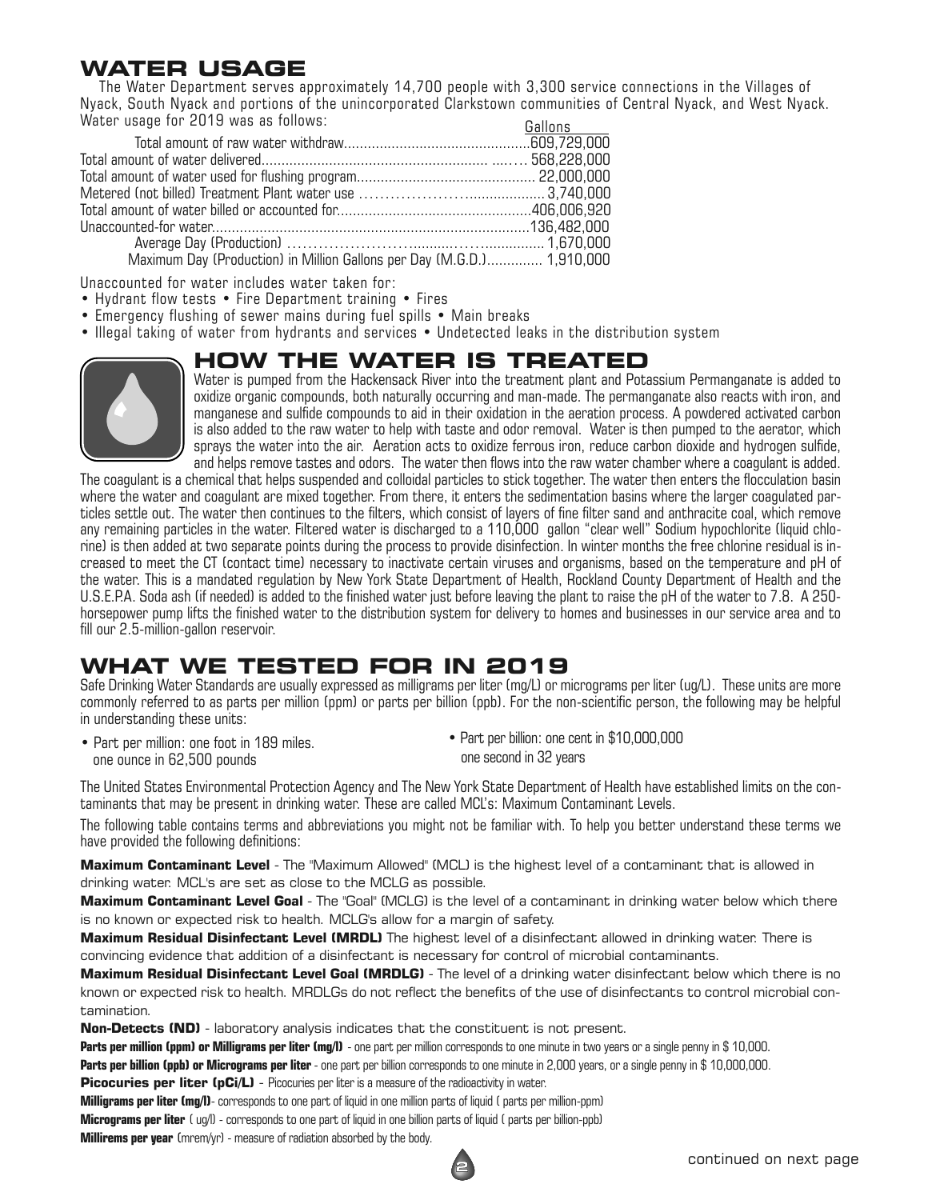## WATER USAGE

The Water Department serves approximately 14,700 people with 3,300 service connections in the Villages of Nyack, South Nyack and portions of the unincorporated Clarkstown communities of Central Nyack, and West Nyack. Water usage for 2019 was as follows:

| | Gallons |
|---|---|
| Total amount of raw water withdraw | 609,729,000 |
| Total amount of water delivered | 568,228,000 |
| Total amount of water used for flushing program | 22,000,000 |
| Metered (not billed) Treatment Plant water use | 3,740,000 |
| Total amount of water billed or accounted for | 406,006,920 |
| Unaccounted-for water | 136,482,000 |
| Average Day (Production) | 1,670,000 |
| Maximum Day (Production) in Million Gallons per Day (M.G.D.) | 1,910,000 |

Unaccounted for water includes water taken for:

- Hydrant flow tests • Fire Department training • Fires
- Emergency flushing of sewer mains during fuel spills • Main breaks
- Illegal taking of water from hydrants and services • Undetected leaks in the distribution system

## HOW THE WATER IS TREATED

Water is pumped from the Hackensack River into the treatment plant and Potassium Permanganate is added to oxidize organic compounds, both naturally occurring and man-made. The permanganate also reacts with iron, and manganese and sulfide compounds to aid in their oxidation in the aeration process. A powdered activated carbon is also added to the raw water to help with taste and odor removal. Water is then pumped to the aerator, which sprays the water into the air. Aeration acts to oxidize ferrous iron, reduce carbon dioxide and hydrogen sulfide, and helps remove tastes and odors. The water then flows into the raw water chamber where a coagulant is added. The coagulant is a chemical that helps suspended and colloidal particles to stick together. The water then enters the flocculation basin where the water and coagulant are mixed together. From there, it enters the sedimentation basins where the larger coagulated particles settle out. The water then continues to the filters, which consist of layers of fine filter sand and anthracite coal, which remove any remaining particles in the water. Filtered water is discharged to a 110,000 gallon "clear well" Sodium hypochlorite (liquid chlorine) is then added at two separate points during the process to provide disinfection. In winter months the free chlorine residual is increased to meet the CT (contact time) necessary to inactivate certain viruses and organisms, based on the temperature and pH of the water. This is a mandated regulation by New York State Department of Health, Rockland County Department of Health and the U.S.E.P.A. Soda ash (if needed) is added to the finished water just before leaving the plant to raise the pH of the water to 7.8. A 250-horsepower pump lifts the finished water to the distribution system for delivery to homes and businesses in our service area and to fill our 2.5-million-gallon reservoir.

## WHAT WE TESTED FOR IN 2019

Safe Drinking Water Standards are usually expressed as milligrams per liter (mg/L) or micrograms per liter (ug/L). These units are more commonly referred to as parts per million (ppm) or parts per billion (ppb). For the non-scientific person, the following may be helpful in understanding these units:

- Part per million: one foot in 189 miles.
  one ounce in 62,500 pounds
- Part per billion: one cent in $10,000,000
  one second in 32 years

The United States Environmental Protection Agency and The New York State Department of Health have established limits on the contaminants that may be present in drinking water. These are called MCL's: Maximum Contaminant Levels.

The following table contains terms and abbreviations you might not be familiar with. To help you better understand these terms we have provided the following definitions:

**Maximum Contaminant Level** - The "Maximum Allowed" (MCL) is the highest level of a contaminant that is allowed in drinking water. MCL's are set as close to the MCLG as possible.

**Maximum Contaminant Level Goal** - The "Goal" (MCLG) is the level of a contaminant in drinking water below which there is no known or expected risk to health. MCLG's allow for a margin of safety.

**Maximum Residual Disinfectant Level (MRDL)** The highest level of a disinfectant allowed in drinking water. There is convincing evidence that addition of a disinfectant is necessary for control of microbial contaminants.

**Maximum Residual Disinfectant Level Goal (MRDLG)** - The level of a drinking water disinfectant below which there is no known or expected risk to health. MRDLGs do not reflect the benefits of the use of disinfectants to control microbial contamination.

**Non-Detects (ND)** - laboratory analysis indicates that the constituent is not present.

**Parts per million (ppm) or Milligrams per liter (mg/l)** - one part per million corresponds to one minute in two years or a single penny in $ 10,000.

**Parts per billion (ppb) or Micrograms per liter** - one part per billion corresponds to one minute in 2,000 years, or a single penny in $ 10,000,000.

**Picocuries per liter (pCi/L)** - Picocuries per liter is a measure of the radioactivity in water.

**Milligrams per liter (mg/l)**- corresponds to one part of liquid in one million parts of liquid ( parts per million-ppm)

**Micrograms per liter** ( ug/l) - corresponds to one part of liquid in one billion parts of liquid ( parts per billion-ppb)

**Millirems per year** (mrem/yr) - measure of radiation absorbed by the body.

continued on next page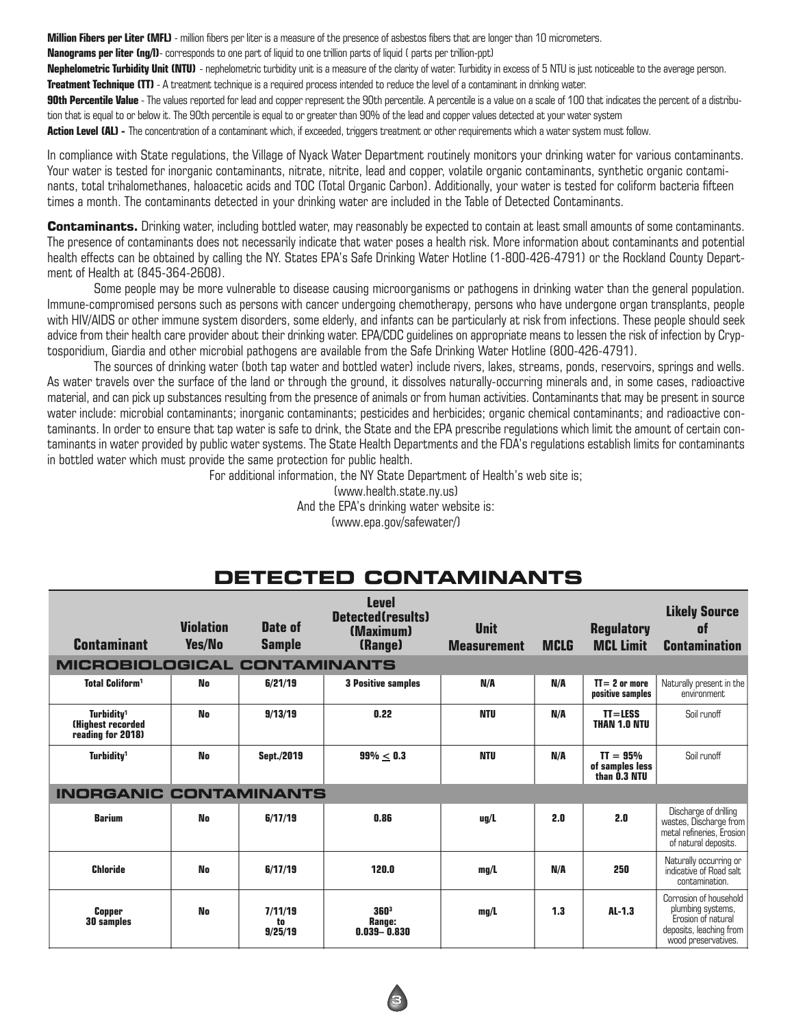**Million Fibers per Liter (MFL)** - million fibers per liter is a measure of the presence of asbestos fibers that are longer than 10 micrometers.

**Nanograms per liter (ng/l)**- corresponds to one part of liquid to one trillion parts of liquid ( parts per trillion-ppt)

**Nephelometric Turbidity Unit (NTU)** - nephelometric turbidity unit is a measure of the clarity of water. Turbidity in excess of 5 NTU is just noticeable to the average person.

**Treatment Technique (TT)** - A treatment technique is a required process intended to reduce the level of a contaminant in drinking water.

**90th Percentile Value** - The values reported for lead and copper represent the 90th percentile. A percentile is a value on a scale of 100 that indicates the percent of a distribution that is equal to or below it. The 90th percentile is equal to or greater than 90% of the lead and copper values detected at your water system

**Action Level (AL) -** The concentration of a contaminant which, if exceeded, triggers treatment or other requirements which a water system must follow.

In compliance with State regulations, the Village of Nyack Water Department routinely monitors your drinking water for various contaminants. Your water is tested for inorganic contaminants, nitrate, nitrite, lead and copper, volatile organic contaminants, synthetic organic contaminants, total trihalomethanes, haloacetic acids and TOC (Total Organic Carbon). Additionally, your water is tested for coliform bacteria fifteen times a month. The contaminants detected in your drinking water are included in the Table of Detected Contaminants.

**Contaminants.** Drinking water, including bottled water, may reasonably be expected to contain at least small amounts of some contaminants. The presence of contaminants does not necessarily indicate that water poses a health risk. More information about contaminants and potential health effects can be obtained by calling the NY. States EPA's Safe Drinking Water Hotline (1-800-426-4791) or the Rockland County Department of Health at (845-364-2608).

Some people may be more vulnerable to disease causing microorganisms or pathogens in drinking water than the general population. Immune-compromised persons such as persons with cancer undergoing chemotherapy, persons who have undergone organ transplants, people with HIV/AIDS or other immune system disorders, some elderly, and infants can be particularly at risk from infections. These people should seek advice from their health care provider about their drinking water. EPA/CDC guidelines on appropriate means to lessen the risk of infection by Cryptosporidium, Giardia and other microbial pathogens are available from the Safe Drinking Water Hotline (800-426-4791).

The sources of drinking water (both tap water and bottled water) include rivers, lakes, streams, ponds, reservoirs, springs and wells. As water travels over the surface of the land or through the ground, it dissolves naturally-occurring minerals and, in some cases, radioactive material, and can pick up substances resulting from the presence of animals or from human activities. Contaminants that may be present in source water include: microbial contaminants; inorganic contaminants; pesticides and herbicides; organic chemical contaminants; and radioactive contaminants. In order to ensure that tap water is safe to drink, the State and the EPA prescribe regulations which limit the amount of certain contaminants in water provided by public water systems. The State Health Departments and the FDA's regulations establish limits for contaminants in bottled water which must provide the same protection for public health.

For additional information, the NY State Department of Health's web site is;
(www.health.state.ny.us)
And the EPA's drinking water website is:
(www.epa.gov/safewater/)

## DETECTED CONTAMINANTS

| Contaminant | Violation Yes/No | Date of Sample | Level Detected(results) (Maximum) (Range) | Unit Measurement | MCLG | Regulatory MCL Limit | Likely Source of Contamination |
|---|---|---|---|---|---|---|---|
| **MICROBIOLOGICAL CONTAMINANTS** | | | | | | | |
| Total Coliform[1] | No | 6/21/19 | 3 Positive samples | N/A | N/A | TT= 2 or more positive samples | Naturally present in the environment |
| Turbidity[1] (Highest recorded reading for 2018) | No | 9/13/19 | 0.22 | NTU | N/A | TT=LESS THAN 1.0 NTU | Soil runoff |
| Turbidity[1] | No | Sept./2019 | 99% $\leq$ 0.3 | NTU | N/A | TT = 95% of samples less than 0.3 NTU | Soil runoff |
| **INORGANIC CONTAMINANTS** | | | | | | | |
| Barium | No | 6/17/19 | 0.86 | ug/L | 2.0 | 2.0 | Discharge of drilling wastes, Discharge from metal refineries, Erosion of natural deposits. |
| Chloride | No | 6/17/19 | 120.0 | mg/L | N/A | 250 | Naturally occurring or indicative of Road salt contamination. |
| Copper 30 samples | No | 7/11/19 to 9/25/19 | 360[3] Range: 0.039– 0.830 | mg/L | 1.3 | AL-1.3 | Corrosion of household plumbing systems, Erosion of natural deposits, leaching from wood preservatives. |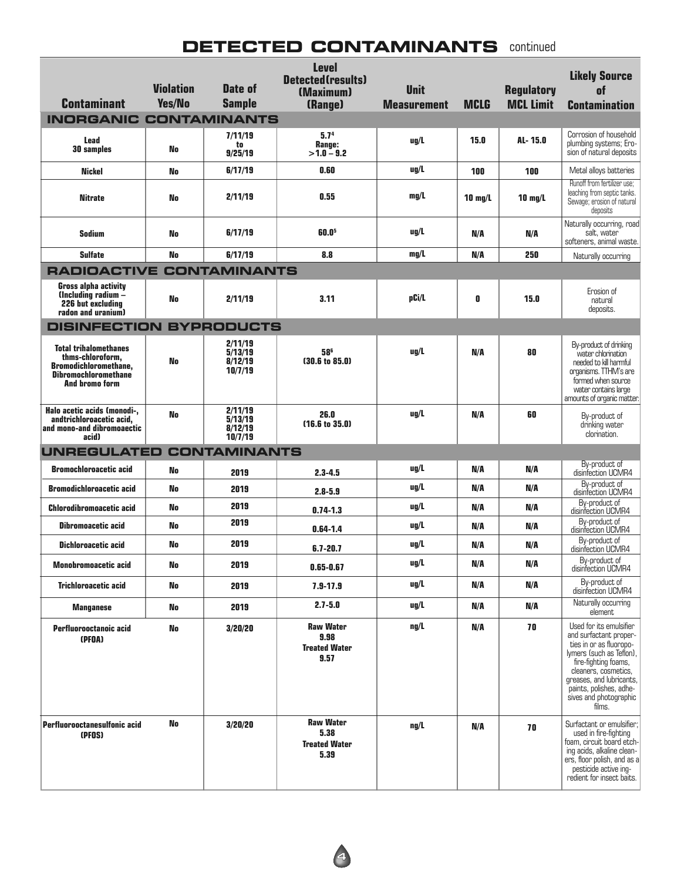# DETECTED CONTAMINANTS continued

| Contaminant | Violation Yes/No | Date of Sample | Level Detected(results) (Maximum) (Range) | Unit Measurement | MCLG | Regulatory MCL Limit | Likely Source of Contamination |
|---|---|---|---|---|---|---|---|
| **INORGANIC CONTAMINANTS** | | | | | | | |
| Lead 30 samples | No | 7/11/19 to 9/25/19 | 5.7[4] Range: >1.0 – 9.2 | ug/L | 15.0 | AL- 15.0 | Corrosion of household plumbing systems; Erosion of natural deposits |
| Nickel | No | 6/17/19 | 0.60 | ug/L | 100 | 100 | Metal alloys batteries |
| Nitrate | No | 2/11/19 | 0.55 | mg/L | 10 mg/L | 10 mg/L | Runoff from fertilizer use; leaching from septic tanks. Sewage; erosion of natural deposits |
| Sodium | No | 6/17/19 | 60.0[5] | ug/L | N/A | N/A | Naturally occurring, road salt, water softeners, animal waste. |
| Sulfate | No | 6/17/19 | 8.8 | mg/L | N/A | 250 | Naturally occurring |
| **RADIOACTIVE CONTAMINANTS** | | | | | | | |
| Gross alpha activity (Including radium – 226 but excluding radon and uranium) | No | 2/11/19 | 3.11 | pCi/L | 0 | 15.0 | Erosion of natural deposits. |
| **DISINFECTION BYPRODUCTS** | | | | | | | |
| Total trihalomethanes thms-chloroform, Bromodichloromethane, Dibromochloromethane And bromo form | No | 2/11/19 5/13/19 8/12/19 10/7/19 | 58[6] (30.6 to 85.0) | ug/L | N/A | 80 | By-product of drinking water chlorination needed to kill harmful organisms. TTHM's are formed when source water contains large amounts of organic matter. |
| Halo acetic acids (monodi-, andtrichloroacetic acid, and mono-and dibromoaectic acid) | No | 2/11/19 5/13/19 8/12/19 10/7/19 | 26.0 (16.6 to 35.0) | ug/L | N/A | 60 | By-product of drinking water clorination. |
| **UNREGULATED CONTAMINANTS** | | | | | | | |
| Bromochloroacetic acid | No | 2019 | 2.3-4.5 | ug/L | N/A | N/A | By-product of disinfection UCMR4 |
| Bromodichloroacetic acid | No | 2019 | 2.8-5.9 | ug/L | N/A | N/A | By-product of disinfection UCMR4 |
| Chlorodibromoacetic acid | No | 2019 | 0.74-1.3 | ug/L | N/A | N/A | By-product of disinfection UCMR4 |
| Dibromoacetic acid | No | 2019 | 0.64-1.4 | ug/L | N/A | N/A | By-product of disinfection UCMR4 |
| Dichloroacetic acid | No | 2019 | 6.7-20.7 | ug/L | N/A | N/A | By-product of disinfection UCMR4 |
| Monobromoacetic acid | No | 2019 | 0.65-0.67 | ug/L | N/A | N/A | By-product of disinfection UCMR4 |
| Trichloroacetic acid | No | 2019 | 7.9-17.9 | ug/L | N/A | N/A | By-product of disinfection UCMR4 |
| Manganese | No | 2019 | 2.7-5.0 | ug/L | N/A | N/A | Naturally occurring element |
| Perfluorooctanoic acid (PFOA) | No | 3/20/20 | Raw Water 9.98 Treated Water 9.57 | ng/L | N/A | 70 | Used for its emulsifier and surfactant properties in or as fluoropolymers (such as Teflon), fire-fighting foams, cleaners, cosmetics, greases, and lubricants, paints, polishes, adhesives and photographic films. |
| Perfluorooctanesulfonic acid (PFOS) | No | 3/20/20 | Raw Water 5.38 Treated Water 5.39 | ng/L | N/A | 70 | Surfactant or emulsifier; used in fire-fighting foam, circuit board etching acids, alkaline cleaners, floor polish, and as a pesticide active ingredient for insect baits. |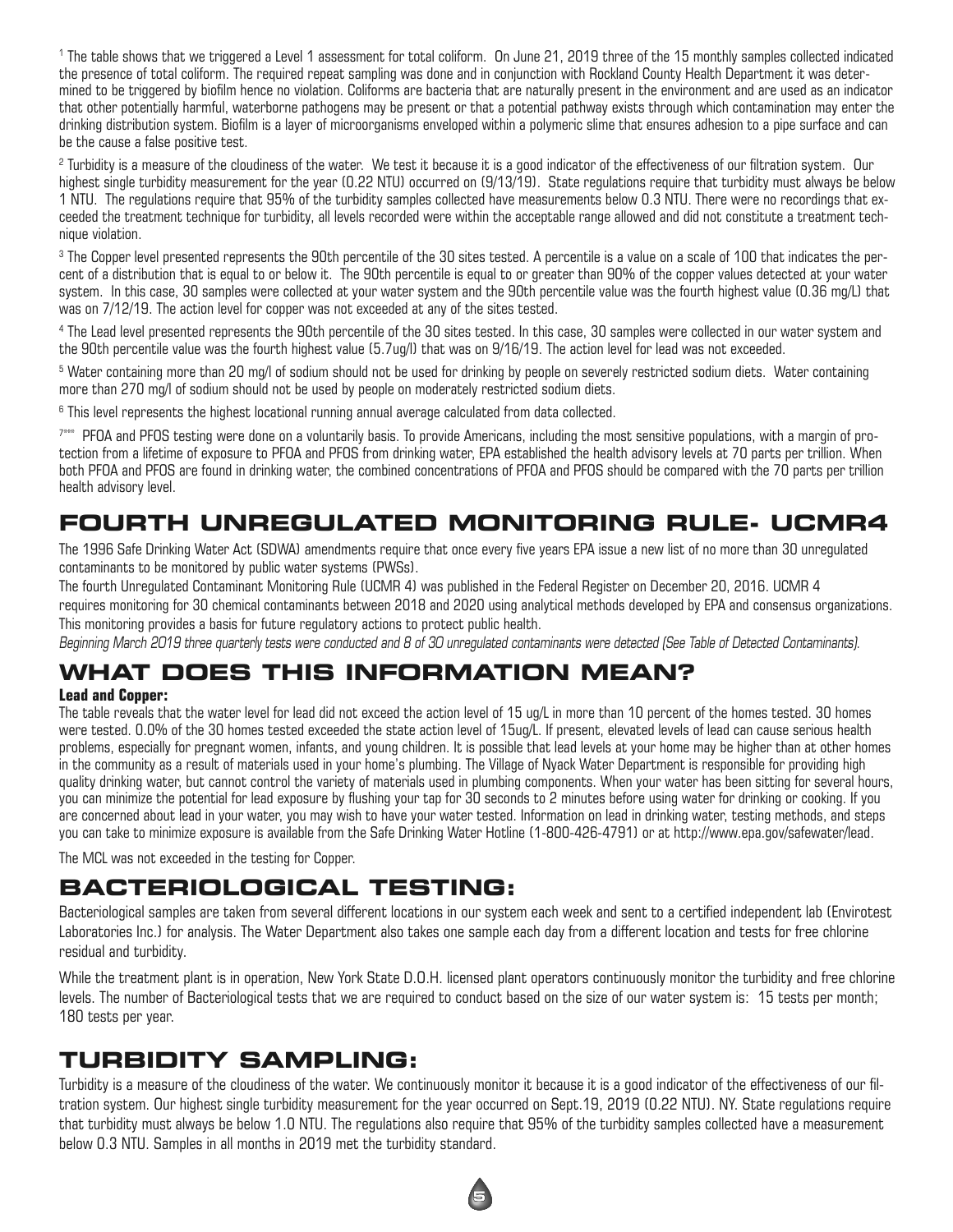[1] The table shows that we triggered a Level 1 assessment for total coliform. On June 21, 2019 three of the 15 monthly samples collected indicated the presence of total coliform. The required repeat sampling was done and in conjunction with Rockland County Health Department it was determined to be triggered by biofilm hence no violation. Coliforms are bacteria that are naturally present in the environment and are used as an indicator that other potentially harmful, waterborne pathogens may be present or that a potential pathway exists through which contamination may enter the drinking distribution system. Biofilm is a layer of microorganisms enveloped within a polymeric slime that ensures adhesion to a pipe surface and can be the cause a false positive test.

[2] Turbidity is a measure of the cloudiness of the water. We test it because it is a good indicator of the effectiveness of our filtration system. Our highest single turbidity measurement for the year (0.22 NTU) occurred on (9/13/19). State regulations require that turbidity must always be below 1 NTU. The regulations require that 95% of the turbidity samples collected have measurements below 0.3 NTU. There were no recordings that exceeded the treatment technique for turbidity, all levels recorded were within the acceptable range allowed and did not constitute a treatment technique violation.

[3] The Copper level presented represents the 90th percentile of the 30 sites tested. A percentile is a value on a scale of 100 that indicates the percent of a distribution that is equal to or below it. The 90th percentile is equal to or greater than 90% of the copper values detected at your water system. In this case, 30 samples were collected at your water system and the 90th percentile value was the fourth highest value (0.36 mg/L) that was on 7/12/19. The action level for copper was not exceeded at any of the sites tested.

[4] The Lead level presented represents the 90th percentile of the 30 sites tested. In this case, 30 samples were collected in our water system and the 90th percentile value was the fourth highest value (5.7ug/l) that was on 9/16/19. The action level for lead was not exceeded.

[5] Water containing more than 20 mg/l of sodium should not be used for drinking by people on severely restricted sodium diets. Water containing more than 270 mg/l of sodium should not be used by people on moderately restricted sodium diets.

[6] This level represents the highest locational running annual average calculated from data collected.

[7***] PFOA and PFOS testing were done on a voluntarily basis. To provide Americans, including the most sensitive populations, with a margin of protection from a lifetime of exposure to PFOA and PFOS from drinking water, EPA established the health advisory levels at 70 parts per trillion. When both PFOA and PFOS are found in drinking water, the combined concentrations of PFOA and PFOS should be compared with the 70 parts per trillion health advisory level.

## FOURTH UNREGULATED MONITORING RULE- UCMR4

The 1996 Safe Drinking Water Act (SDWA) amendments require that once every five years EPA issue a new list of no more than 30 unregulated contaminants to be monitored by public water systems (PWSs).

The fourth Unregulated Contaminant Monitoring Rule (UCMR 4) was published in the Federal Register on December 20, 2016. UCMR 4 requires monitoring for 30 chemical contaminants between 2018 and 2020 using analytical methods developed by EPA and consensus organizations. This monitoring provides a basis for future regulatory actions to protect public health.

*Beginning March 2019 three quarterly tests were conducted and 8 of 30 unregulated contaminants were detected (See Table of Detected Contaminants).*

## WHAT DOES THIS INFORMATION MEAN?

**Lead and Copper:**

The table reveals that the water level for lead did not exceed the action level of 15 ug/L in more than 10 percent of the homes tested. 30 homes were tested. 0.0% of the 30 homes tested exceeded the state action level of 15ug/L. If present, elevated levels of lead can cause serious health problems, especially for pregnant women, infants, and young children. It is possible that lead levels at your home may be higher than at other homes in the community as a result of materials used in your home's plumbing. The Village of Nyack Water Department is responsible for providing high quality drinking water, but cannot control the variety of materials used in plumbing components. When your water has been sitting for several hours, you can minimize the potential for lead exposure by flushing your tap for 30 seconds to 2 minutes before using water for drinking or cooking. If you are concerned about lead in your water, you may wish to have your water tested. Information on lead in drinking water, testing methods, and steps you can take to minimize exposure is available from the Safe Drinking Water Hotline (1-800-426-4791) or at http://www.epa.gov/safewater/lead.

The MCL was not exceeded in the testing for Copper.

## BACTERIOLOGICAL TESTING:

Bacteriological samples are taken from several different locations in our system each week and sent to a certified independent lab (Envirotest Laboratories Inc.) for analysis. The Water Department also takes one sample each day from a different location and tests for free chlorine residual and turbidity.

While the treatment plant is in operation, New York State D.O.H. licensed plant operators continuously monitor the turbidity and free chlorine levels. The number of Bacteriological tests that we are required to conduct based on the size of our water system is: 15 tests per month; 180 tests per year.

## TURBIDITY SAMPLING:

Turbidity is a measure of the cloudiness of the water. We continuously monitor it because it is a good indicator of the effectiveness of our filtration system. Our highest single turbidity measurement for the year occurred on Sept.19, 2019 (0.22 NTU). NY. State regulations require that turbidity must always be below 1.0 NTU. The regulations also require that 95% of the turbidity samples collected have a measurement below 0.3 NTU. Samples in all months in 2019 met the turbidity standard.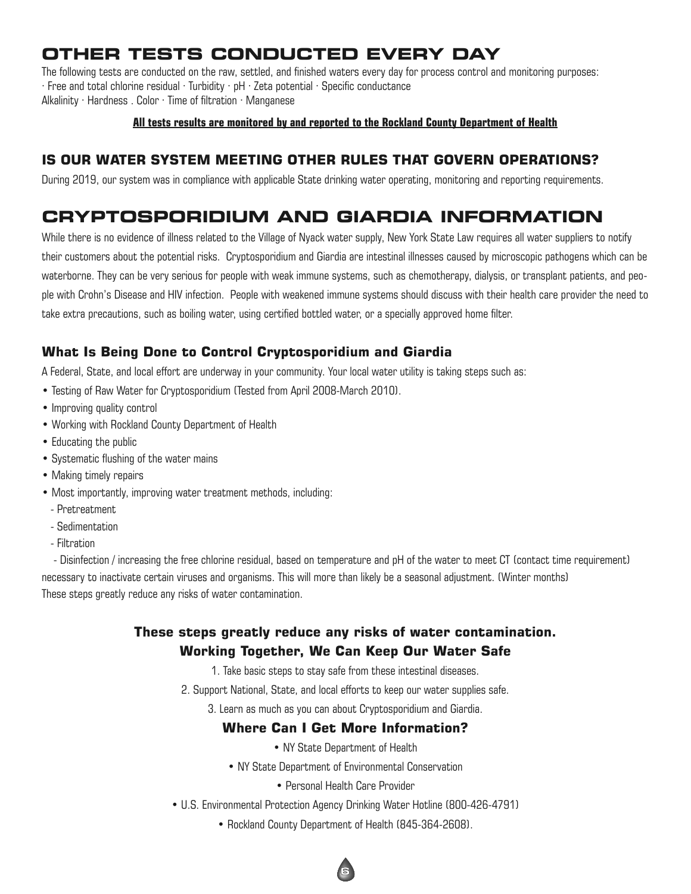# OTHER TESTS CONDUCTED EVERY DAY

The following tests are conducted on the raw, settled, and finished waters every day for process control and monitoring purposes:
· Free and total chlorine residual · Turbidity · pH · Zeta potential · Specific conductance
Alkalinity · Hardness . Color · Time of filtration · Manganese

**All tests results are monitored by and reported to the Rockland County Department of Health**

## IS OUR WATER SYSTEM MEETING OTHER RULES THAT GOVERN OPERATIONS?

During 2019, our system was in compliance with applicable State drinking water operating, monitoring and reporting requirements.

# CRYPTOSPORIDIUM AND GIARDIA INFORMATION

While there is no evidence of illness related to the Village of Nyack water supply, New York State Law requires all water suppliers to notify their customers about the potential risks. Cryptosporidium and Giardia are intestinal illnesses caused by microscopic pathogens which can be waterborne. They can be very serious for people with weak immune systems, such as chemotherapy, dialysis, or transplant patients, and people with Crohn's Disease and HIV infection. People with weakened immune systems should discuss with their health care provider the need to take extra precautions, such as boiling water, using certified bottled water, or a specially approved home filter.

### What Is Being Done to Control Cryptosporidium and Giardia

A Federal, State, and local effort are underway in your community. Your local water utility is taking steps such as:

- Testing of Raw Water for Cryptosporidium (Tested from April 2008-March 2010).
- Improving quality control
- Working with Rockland County Department of Health
- Educating the public
- Systematic flushing of the water mains
- Making timely repairs
- Most importantly, improving water treatment methods, including:
  - Pretreatment
  - Sedimentation
  - Filtration
  - Disinfection / increasing the free chlorine residual, based on temperature and pH of the water to meet CT (contact time requirement) necessary to inactivate certain viruses and organisms. This will more than likely be a seasonal adjustment. (Winter months)

These steps greatly reduce any risks of water contamination.

### These steps greatly reduce any risks of water contamination.
### Working Together, We Can Keep Our Water Safe

1. Take basic steps to stay safe from these intestinal diseases.
2. Support National, State, and local efforts to keep our water supplies safe.
3. Learn as much as you can about Cryptosporidium and Giardia.

### Where Can I Get More Information?

- NY State Department of Health
- NY State Department of Environmental Conservation
- Personal Health Care Provider
- U.S. Environmental Protection Agency Drinking Water Hotline (800-426-4791)
- Rockland County Department of Health (845-364-2608).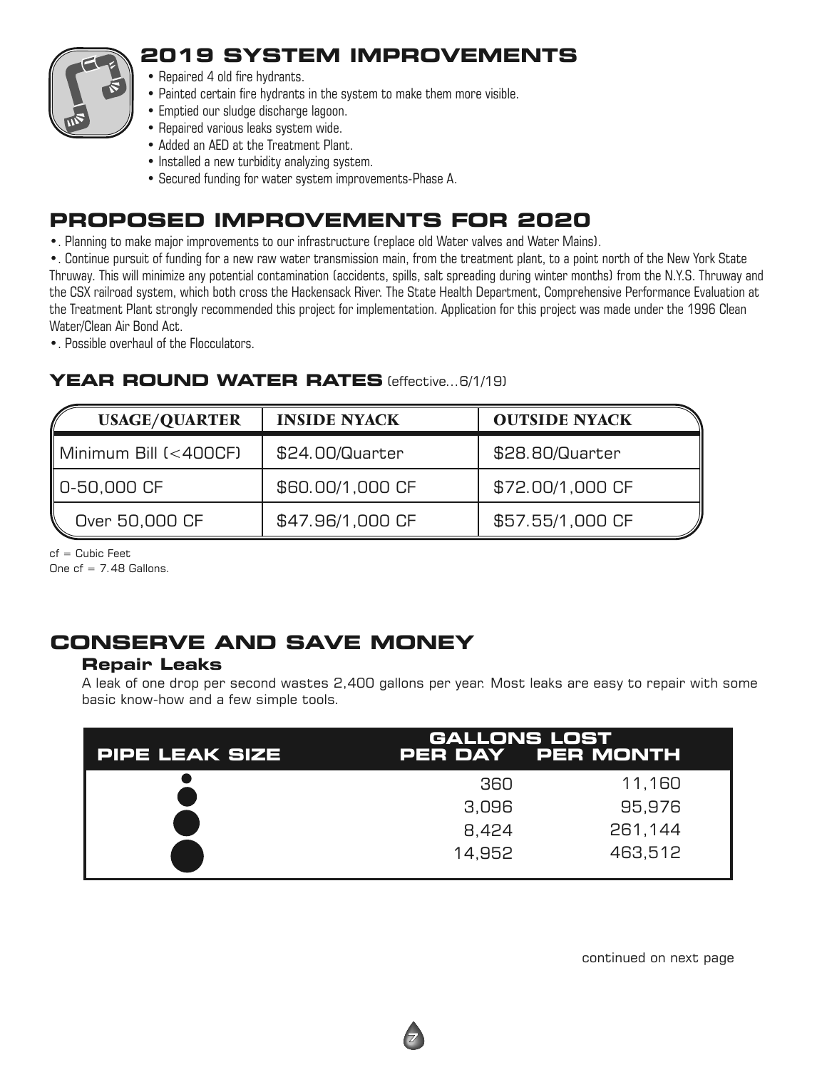## 2019 SYSTEM IMPROVEMENTS

- Repaired 4 old fire hydrants.
- Painted certain fire hydrants in the system to make them more visible.
- Emptied our sludge discharge lagoon.
- Repaired various leaks system wide.
- Added an AED at the Treatment Plant.
- Installed a new turbidity analyzing system.
- Secured funding for water system improvements-Phase A.

## PROPOSED IMPROVEMENTS FOR 2020

•. Planning to make major improvements to our infrastructure (replace old Water valves and Water Mains).

•. Continue pursuit of funding for a new raw water transmission main, from the treatment plant, to a point north of the New York State Thruway. This will minimize any potential contamination (accidents, spills, salt spreading during winter months) from the N.Y.S. Thruway and the CSX railroad system, which both cross the Hackensack River. The State Health Department, Comprehensive Performance Evaluation at the Treatment Plant strongly recommended this project for implementation. Application for this project was made under the 1996 Clean Water/Clean Air Bond Act.

•. Possible overhaul of the Flocculators.

### YEAR ROUND WATER RATES (effective...6/1/19)

| USAGE/QUARTER | INSIDE NYACK | OUTSIDE NYACK |
|---|---|---|
| Minimum Bill (<400CF) | $24.00/Quarter | $28.80/Quarter |
| 0-50,000 CF | $60.00/1,000 CF | $72.00/1,000 CF |
| Over 50,000 CF | $47.96/1,000 CF | $57.55/1,000 CF |

cf = Cubic Feet
One cf = 7.48 Gallons.

## CONSERVE AND SAVE MONEY

### Repair Leaks

A leak of one drop per second wastes 2,400 gallons per year. Most leaks are easy to repair with some basic know-how and a few simple tools.

| PIPE LEAK SIZE | GALLONS LOST PER DAY | GALLONS LOST PER MONTH |
|---|---|---|
| ● | 360 | 11,160 |
| ● | 3,096 | 95,976 |
| ● | 8,424 | 261,144 |
| ● | 14,952 | 463,512 |

continued on next page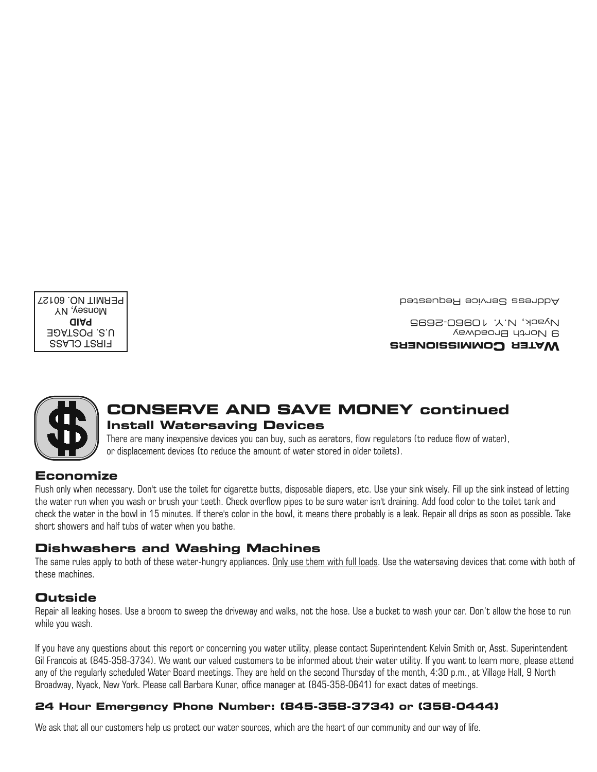WATER COMMISSIONERS
9 North Broadway
Nyack, N.Y. 10960-2695

Address Service Requested

FIRST CLASS
U.S. POSTAGE
**PAID**
Monsey, NY
PERMIT NO. 60127

## CONSERVE AND SAVE MONEY continued

### Install Watersaving Devices

There are many inexpensive devices you can buy, such as aerators, flow regulators (to reduce flow of water), or displacement devices (to reduce the amount of water stored in older toilets).

### Economize

Flush only when necessary. Don't use the toilet for cigarette butts, disposable diapers, etc. Use your sink wisely. Fill up the sink instead of letting the water run when you wash or brush your teeth. Check overflow pipes to be sure water isn't draining. Add food color to the toilet tank and check the water in the bowl in 15 minutes. If there's color in the bowl, it means there probably is a leak. Repair all drips as soon as possible. Take short showers and half tubs of water when you bathe.

### Dishwashers and Washing Machines

The same rules apply to both of these water-hungry appliances. Only use them with full loads. Use the watersaving devices that come with both of these machines.

### Outside

Repair all leaking hoses. Use a broom to sweep the driveway and walks, not the hose. Use a bucket to wash your car. Don't allow the hose to run while you wash.

If you have any questions about this report or concerning you water utility, please contact Superintendent Kelvin Smith or, Asst. Superintendent Gil Francois at (845-358-3734). We want our valued customers to be informed about their water utility. If you want to learn more, please attend any of the regularly scheduled Water Board meetings. They are held on the second Thursday of the month, 4:30 p.m., at Village Hall, 9 North Broadway, Nyack, New York. Please call Barbara Kunar, office manager at (845-358-0641) for exact dates of meetings.

**24 Hour Emergency Phone Number: (845-358-3734) or (358-0444)**

We ask that all our customers help us protect our water sources, which are the heart of our community and our way of life.